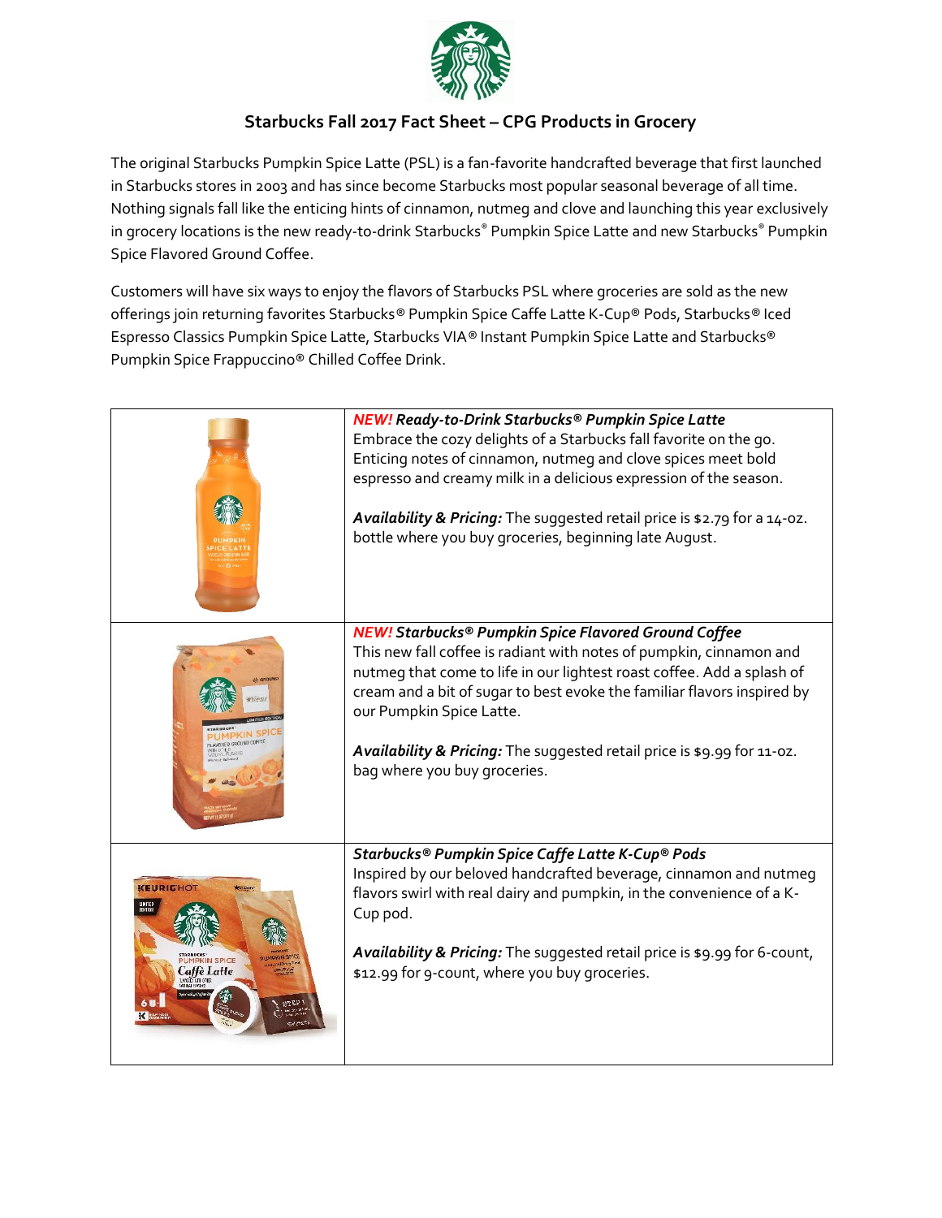## Starbucks Fall 2017 Fact Sheet – CPG Products in Grocery

The original Starbucks Pumpkin Spice Latte (PSL) is a fan-favorite handcrafted beverage that first launched in Starbucks stores in 2003 and has since become Starbucks most popular seasonal beverage of all time. Nothing signals fall like the enticing hints of cinnamon, nutmeg and clove and launching this year exclusively in grocery locations is the new ready-to-drink Starbucks® Pumpkin Spice Latte and new Starbucks® Pumpkin Spice Flavored Ground Coffee.

Customers will have six ways to enjoy the flavors of Starbucks PSL where groceries are sold as the new offerings join returning favorites Starbucks® Pumpkin Spice Caffe Latte K-Cup® Pods, Starbucks® Iced Espresso Classics Pumpkin Spice Latte, Starbucks VIA® Instant Pumpkin Spice Latte and Starbucks® Pumpkin Spice Frappuccino® Chilled Coffee Drink.

| | |
|---|---|
| | ***NEW! Ready-to-Drink Starbucks® Pumpkin Spice Latte*** <br> Embrace the cozy delights of a Starbucks fall favorite on the go. Enticing notes of cinnamon, nutmeg and clove spices meet bold espresso and creamy milk in a delicious expression of the season. <br><br> ***Availability & Pricing:*** The suggested retail price is $2.79 for a 14-oz. bottle where you buy groceries, beginning late August. |
| | ***NEW! Starbucks® Pumpkin Spice Flavored Ground Coffee*** <br> This new fall coffee is radiant with notes of pumpkin, cinnamon and nutmeg that come to life in our lightest roast coffee. Add a splash of cream and a bit of sugar to best evoke the familiar flavors inspired by our Pumpkin Spice Latte. <br><br> ***Availability & Pricing:*** The suggested retail price is $9.99 for 11-oz. bag where you buy groceries. |
| | ***Starbucks® Pumpkin Spice Caffe Latte K-Cup® Pods*** <br> Inspired by our beloved handcrafted beverage, cinnamon and nutmeg flavors swirl with real dairy and pumpkin, in the convenience of a K-Cup pod. <br><br> ***Availability & Pricing:*** The suggested retail price is $9.99 for 6-count, $12.99 for 9-count, where you buy groceries. |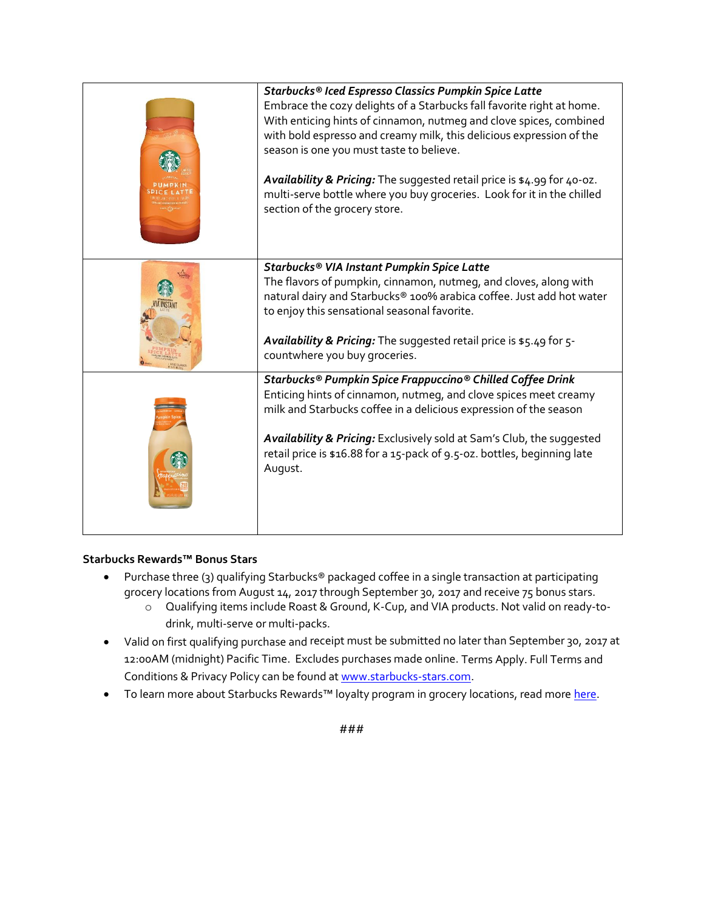| | |
|---|---|
| | ***Starbucks® Iced Espresso Classics Pumpkin Spice Latte*** Embrace the cozy delights of a Starbucks fall favorite right at home. With enticing hints of cinnamon, nutmeg and clove spices, combined with bold espresso and creamy milk, this delicious expression of the season is one you must taste to believe. <br><br> ***Availability & Pricing:*** The suggested retail price is $4.99 for 40-oz. multi-serve bottle where you buy groceries. Look for it in the chilled section of the grocery store. |
| | ***Starbucks® VIA Instant Pumpkin Spice Latte*** The flavors of pumpkin, cinnamon, nutmeg, and cloves, along with natural dairy and Starbucks® 100% arabica coffee. Just add hot water to enjoy this sensational seasonal favorite. <br><br> ***Availability & Pricing:*** The suggested retail price is $5.49 for 5-countwhere you buy groceries. |
| | ***Starbucks® Pumpkin Spice Frappuccino® Chilled Coffee Drink*** Enticing hints of cinnamon, nutmeg, and clove spices meet creamy milk and Starbucks coffee in a delicious expression of the season <br><br> ***Availability & Pricing:*** Exclusively sold at Sam's Club, the suggested retail price is $16.88 for a 15-pack of 9.5-oz. bottles, beginning late August. |

**Starbucks Rewards™ Bonus Stars**

- Purchase three (3) qualifying Starbucks® packaged coffee in a single transaction at participating grocery locations from August 14, 2017 through September 30, 2017 and receive 75 bonus stars.
  - Qualifying items include Roast & Ground, K-Cup, and VIA products. Not valid on ready-to-drink, multi-serve or multi-packs.
- Valid on first qualifying purchase and receipt must be submitted no later than September 30, 2017 at 12:00AM (midnight) Pacific Time. Excludes purchases made online. Terms Apply. Full Terms and Conditions & Privacy Policy can be found at www.starbucks-stars.com.
- To learn more about Starbucks Rewards™ loyalty program in grocery locations, read more here.

###